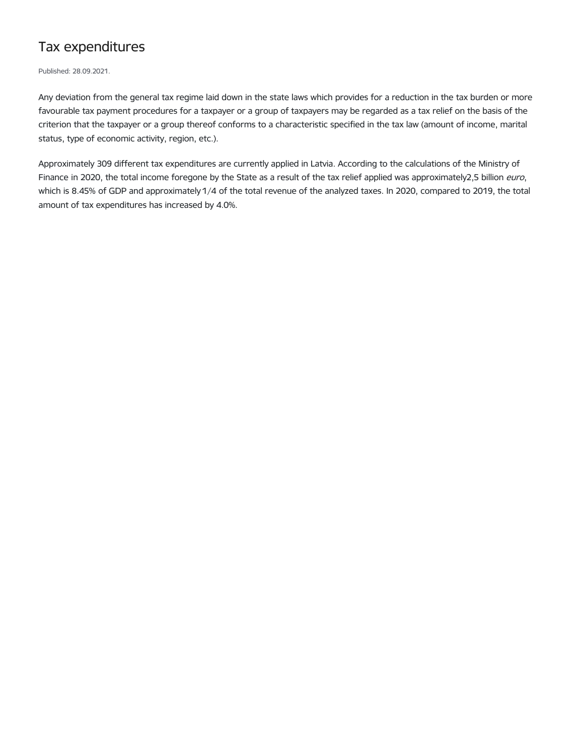# Tax expenditures

Published: 28.09.2021.

Any deviation from the general tax regime laid down in the state laws which provides for a reduction in the tax burden or more favourable tax payment procedures for a taxpayer or a group of taxpayers may be regarded as a tax relief on the basis of the criterion that the taxpayer or a group thereof conforms to a characteristic specified in the tax law (amount of income, marital status, type of economic activity, region, etc.).

Approximately 309 different tax expenditures are currently applied in Latvia. According to the calculations of the Ministry of Finance in 2020, the total income foregone by the State as a result of the tax relief applied was approximately2,5 billion *euro*, which is 8.45% of GDP and approximately 1/4 of the total revenue of the analyzed taxes. In 2020, compared to 2019, the total amount of tax expenditures has increased by 4.0%.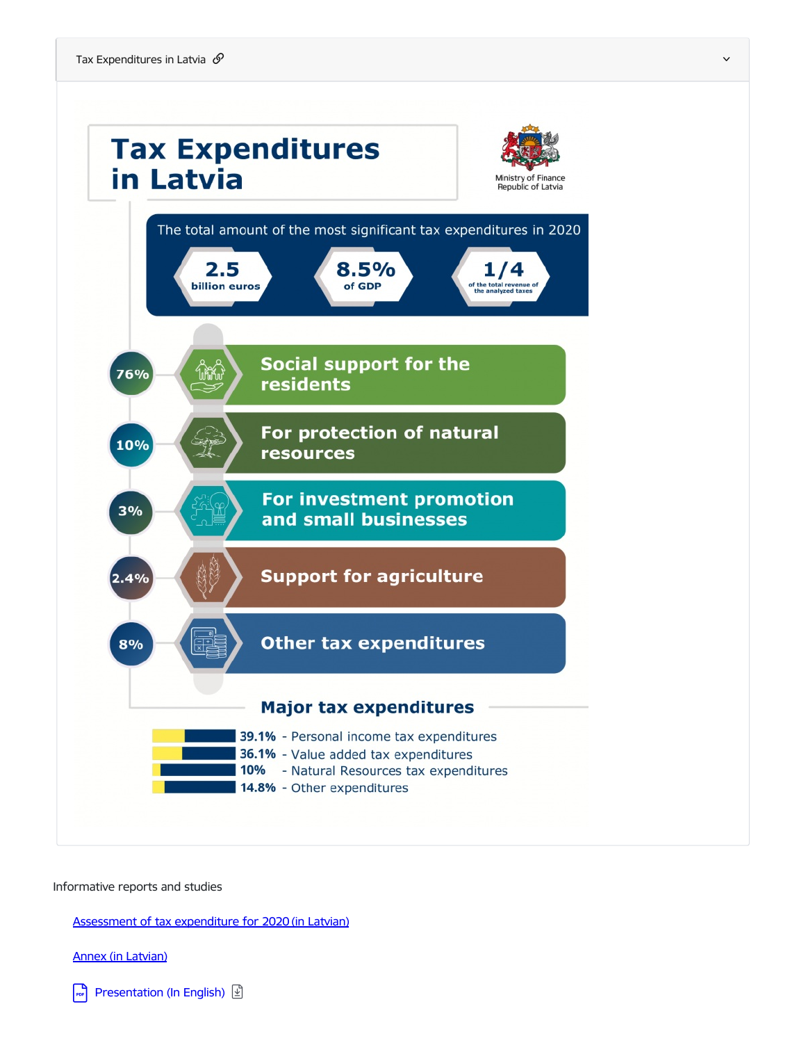Tax Expenditures in Latvia

# Tax Expenditures in Latvia

Ministry of Finance
Republic of Latvia

The total amount of the most significant tax expenditures in 2020

- **2.5** billion euros
- **8.5%** of GDP
- **1/4** of the total revenue of the analyzed taxes

- **76%** Social support for the residents
- **10%** For protection of natural resources
- **3%** For investment promotion and small businesses
- **2.4%** Support for agriculture
- **8%** Other tax expenditures

## Major tax expenditures

- **39.1%** - Personal income tax expenditures
- **36.1%** - Value added tax expenditures
- **10%** - Natural Resources tax expenditures
- **14.8%** - Other expenditures

Informative reports and studies

[Assessment of tax expenditure for 2020 (in Latvian)]

[Annex (in Latvian)]

Presentation (In English)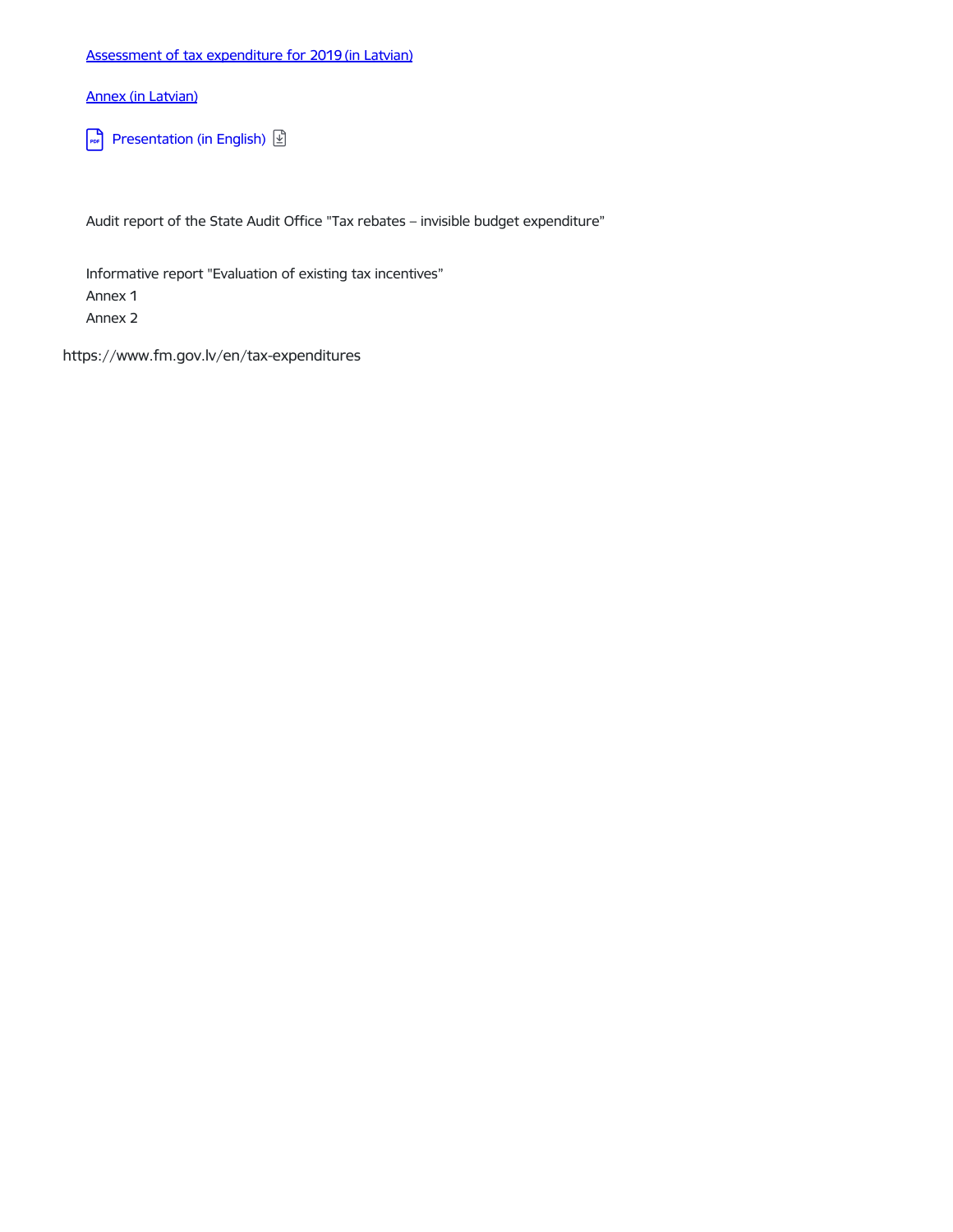Assessment of tax expenditure for 2019 (in Latvian)

Annex (in Latvian)

Presentation (in English)

Audit report of the State Audit Office "Tax rebates – invisible budget expenditure"

Informative report "Evaluation of existing tax incentives"
Annex 1
Annex 2

https://www.fm.gov.lv/en/tax-expenditures